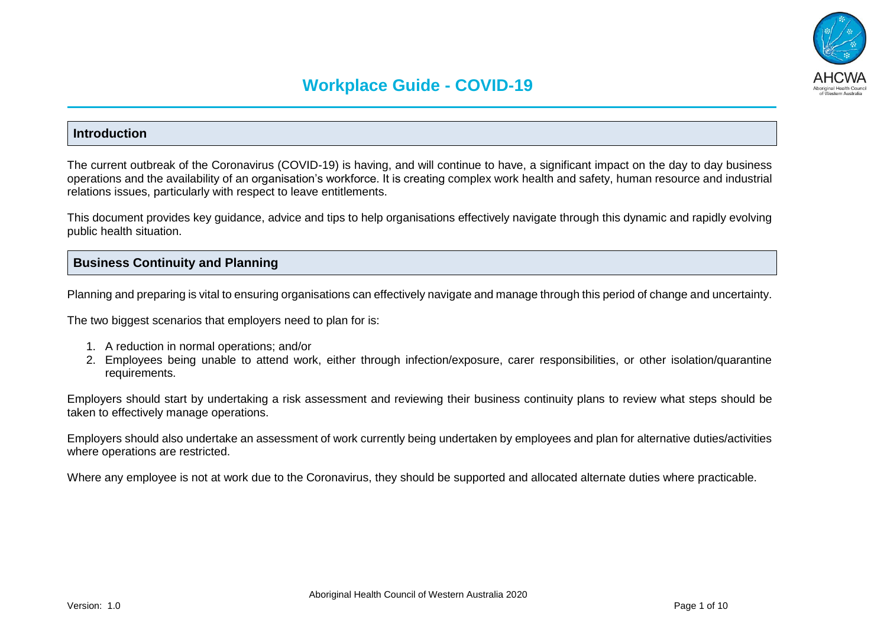# Workplace Guide - COVID-19

## Introduction

The current outbreak of the Coronavirus (COVID-19) is having, and will continue to have, a significant impact on the day to day business operations and the availability of an organisation's workforce. It is creating complex work health and safety, human resource and industrial relations issues, particularly with respect to leave entitlements.

This document provides key guidance, advice and tips to help organisations effectively navigate through this dynamic and rapidly evolving public health situation.

## Business Continuity and Planning

Planning and preparing is vital to ensuring organisations can effectively navigate and manage through this period of change and uncertainty.

The two biggest scenarios that employers need to plan for is:

1. A reduction in normal operations; and/or
2. Employees being unable to attend work, either through infection/exposure, carer responsibilities, or other isolation/quarantine requirements.

Employers should start by undertaking a risk assessment and reviewing their business continuity plans to review what steps should be taken to effectively manage operations.

Employers should also undertake an assessment of work currently being undertaken by employees and plan for alternative duties/activities where operations are restricted.

Where any employee is not at work due to the Coronavirus, they should be supported and allocated alternate duties where practicable.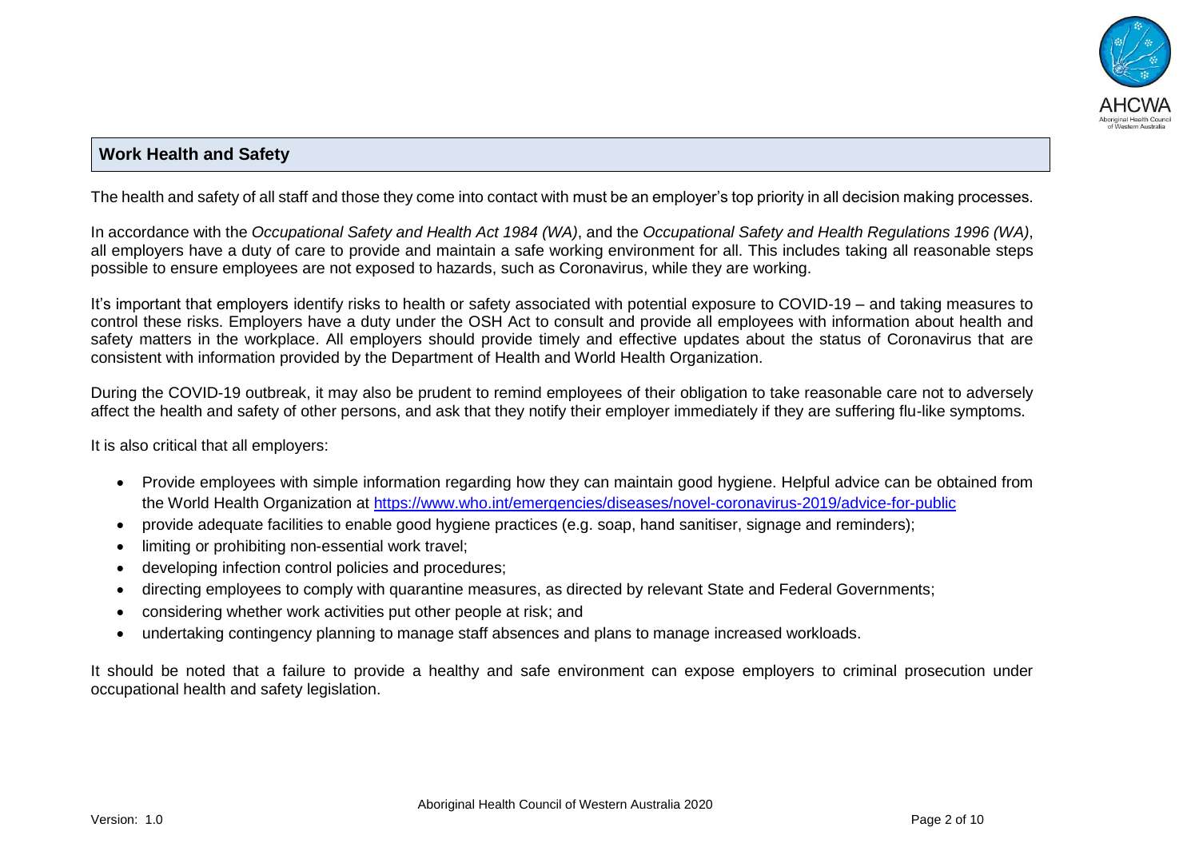## Work Health and Safety

The health and safety of all staff and those they come into contact with must be an employer's top priority in all decision making processes.

In accordance with the *Occupational Safety and Health Act 1984 (WA)*, and the *Occupational Safety and Health Regulations 1996 (WA)*, all employers have a duty of care to provide and maintain a safe working environment for all. This includes taking all reasonable steps possible to ensure employees are not exposed to hazards, such as Coronavirus, while they are working.

It's important that employers identify risks to health or safety associated with potential exposure to COVID-19 – and taking measures to control these risks. Employers have a duty under the OSH Act to consult and provide all employees with information about health and safety matters in the workplace. All employers should provide timely and effective updates about the status of Coronavirus that are consistent with information provided by the Department of Health and World Health Organization.

During the COVID-19 outbreak, it may also be prudent to remind employees of their obligation to take reasonable care not to adversely affect the health and safety of other persons, and ask that they notify their employer immediately if they are suffering flu-like symptoms.

It is also critical that all employers:

- Provide employees with simple information regarding how they can maintain good hygiene. Helpful advice can be obtained from the World Health Organization at https://www.who.int/emergencies/diseases/novel-coronavirus-2019/advice-for-public
- provide adequate facilities to enable good hygiene practices (e.g. soap, hand sanitiser, signage and reminders);
- limiting or prohibiting non-essential work travel;
- developing infection control policies and procedures;
- directing employees to comply with quarantine measures, as directed by relevant State and Federal Governments;
- considering whether work activities put other people at risk; and
- undertaking contingency planning to manage staff absences and plans to manage increased workloads.

It should be noted that a failure to provide a healthy and safe environment can expose employers to criminal prosecution under occupational health and safety legislation.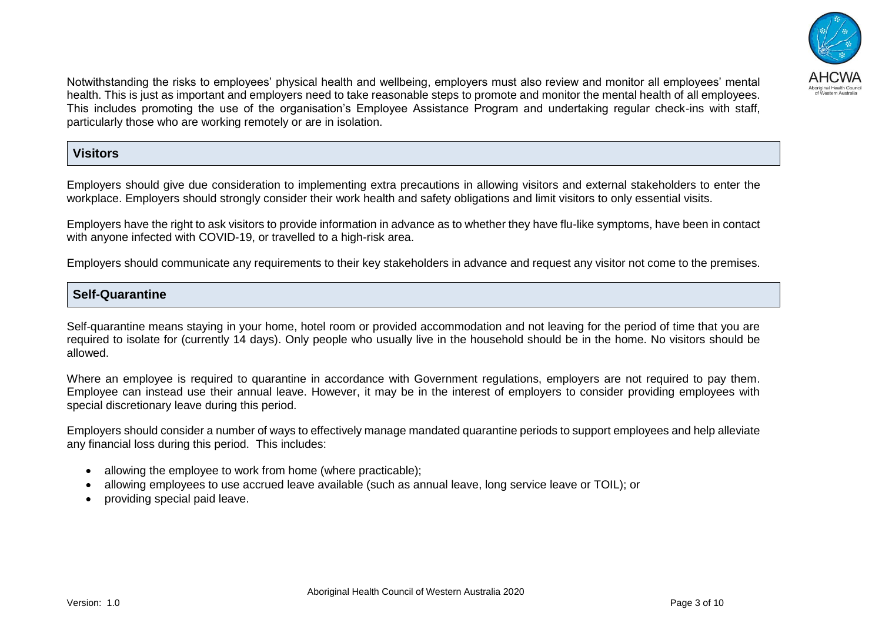Notwithstanding the risks to employees' physical health and wellbeing, employers must also review and monitor all employees' mental health. This is just as important and employers need to take reasonable steps to promote and monitor the mental health of all employees. This includes promoting the use of the organisation's Employee Assistance Program and undertaking regular check-ins with staff, particularly those who are working remotely or are in isolation.

## Visitors

Employers should give due consideration to implementing extra precautions in allowing visitors and external stakeholders to enter the workplace. Employers should strongly consider their work health and safety obligations and limit visitors to only essential visits.

Employers have the right to ask visitors to provide information in advance as to whether they have flu-like symptoms, have been in contact with anyone infected with COVID-19, or travelled to a high-risk area.

Employers should communicate any requirements to their key stakeholders in advance and request any visitor not come to the premises.

## Self-Quarantine

Self-quarantine means staying in your home, hotel room or provided accommodation and not leaving for the period of time that you are required to isolate for (currently 14 days). Only people who usually live in the household should be in the home. No visitors should be allowed.

Where an employee is required to quarantine in accordance with Government regulations, employers are not required to pay them. Employee can instead use their annual leave. However, it may be in the interest of employers to consider providing employees with special discretionary leave during this period.

Employers should consider a number of ways to effectively manage mandated quarantine periods to support employees and help alleviate any financial loss during this period. This includes:

- allowing the employee to work from home (where practicable);
- allowing employees to use accrued leave available (such as annual leave, long service leave or TOIL); or
- providing special paid leave.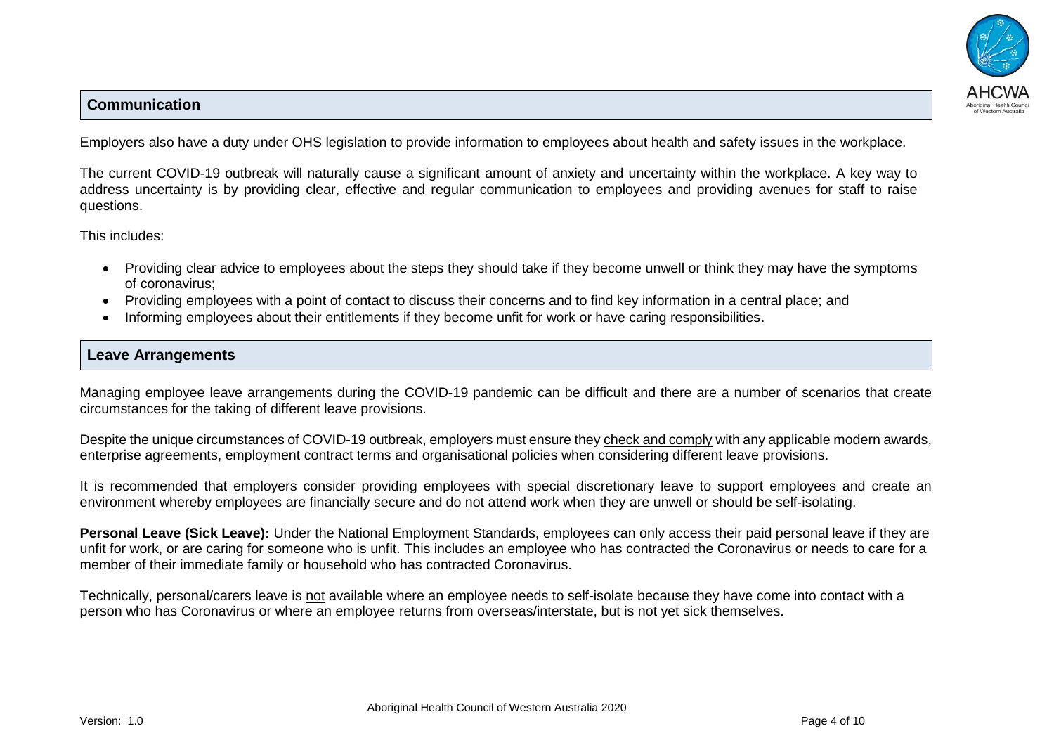## Communication

Employers also have a duty under OHS legislation to provide information to employees about health and safety issues in the workplace.

The current COVID-19 outbreak will naturally cause a significant amount of anxiety and uncertainty within the workplace. A key way to address uncertainty is by providing clear, effective and regular communication to employees and providing avenues for staff to raise questions.

This includes:

- Providing clear advice to employees about the steps they should take if they become unwell or think they may have the symptoms of coronavirus;
- Providing employees with a point of contact to discuss their concerns and to find key information in a central place; and
- Informing employees about their entitlements if they become unfit for work or have caring responsibilities.

## Leave Arrangements

Managing employee leave arrangements during the COVID-19 pandemic can be difficult and there are a number of scenarios that create circumstances for the taking of different leave provisions.

Despite the unique circumstances of COVID-19 outbreak, employers must ensure they <u>check and comply</u> with any applicable modern awards, enterprise agreements, employment contract terms and organisational policies when considering different leave provisions.

It is recommended that employers consider providing employees with special discretionary leave to support employees and create an environment whereby employees are financially secure and do not attend work when they are unwell or should be self-isolating.

**Personal Leave (Sick Leave):** Under the National Employment Standards, employees can only access their paid personal leave if they are unfit for work, or are caring for someone who is unfit. This includes an employee who has contracted the Coronavirus or needs to care for a member of their immediate family or household who has contracted Coronavirus.

Technically, personal/carers leave is <u>not</u> available where an employee needs to self-isolate because they have come into contact with a person who has Coronavirus or where an employee returns from overseas/interstate, but is not yet sick themselves.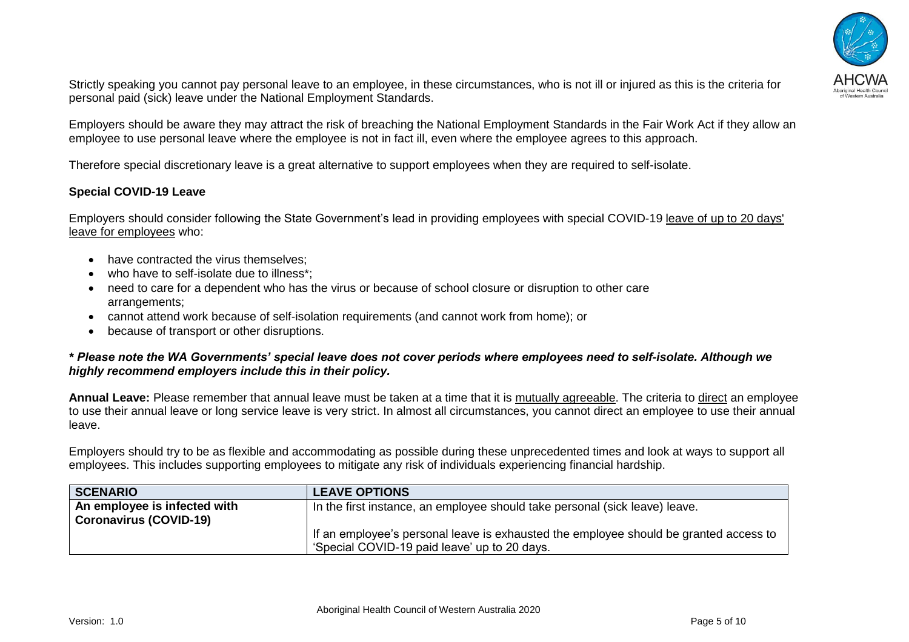Strictly speaking you cannot pay personal leave to an employee, in these circumstances, who is not ill or injured as this is the criteria for personal paid (sick) leave under the National Employment Standards.

Employers should be aware they may attract the risk of breaching the National Employment Standards in the Fair Work Act if they allow an employee to use personal leave where the employee is not in fact ill, even where the employee agrees to this approach.

Therefore special discretionary leave is a great alternative to support employees when they are required to self-isolate.

**Special COVID-19 Leave**

Employers should consider following the State Government's lead in providing employees with special COVID-19 leave of up to 20 days' leave for employees who:

- have contracted the virus themselves;
- who have to self-isolate due to illness*;
- need to care for a dependent who has the virus or because of school closure or disruption to other care arrangements;
- cannot attend work because of self-isolation requirements (and cannot work from home); or
- because of transport or other disruptions.

***\* Please note the WA Governments' special leave does not cover periods where employees need to self-isolate. Although we highly recommend employers include this in their policy.***

**Annual Leave:** Please remember that annual leave must be taken at a time that it is mutually agreeable. The criteria to direct an employee to use their annual leave or long service leave is very strict. In almost all circumstances, you cannot direct an employee to use their annual leave.

Employers should try to be as flexible and accommodating as possible during these unprecedented times and look at ways to support all employees. This includes supporting employees to mitigate any risk of individuals experiencing financial hardship.

| SCENARIO | LEAVE OPTIONS |
|---|---|
| **An employee is infected with Coronavirus (COVID-19)** | In the first instance, an employee should take personal (sick leave) leave.<br><br>If an employee's personal leave is exhausted the employee should be granted access to 'Special COVID-19 paid leave' up to 20 days. |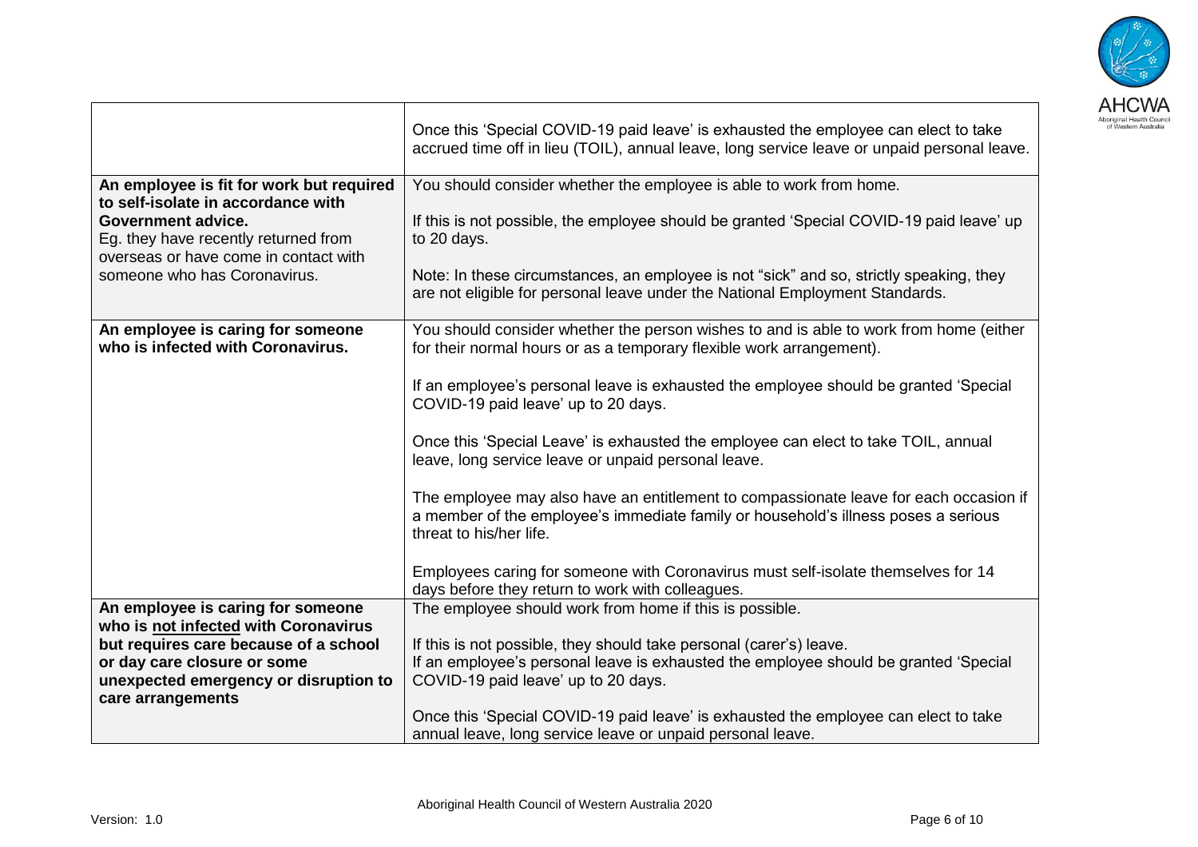| | |
|---|---|
| | Once this 'Special COVID-19 paid leave' is exhausted the employee can elect to take accrued time off in lieu (TOIL), annual leave, long service leave or unpaid personal leave. |
| **An employee is fit for work but required to self-isolate in accordance with Government advice.**<br>Eg. they have recently returned from overseas or have come in contact with someone who has Coronavirus. | You should consider whether the employee is able to work from home.<br><br>If this is not possible, the employee should be granted 'Special COVID-19 paid leave' up to 20 days.<br><br>Note: In these circumstances, an employee is not "sick" and so, strictly speaking, they are not eligible for personal leave under the National Employment Standards. |
| **An employee is caring for someone who is infected with Coronavirus.** | You should consider whether the person wishes to and is able to work from home (either for their normal hours or as a temporary flexible work arrangement).<br><br>If an employee's personal leave is exhausted the employee should be granted 'Special COVID-19 paid leave' up to 20 days.<br><br>Once this 'Special Leave' is exhausted the employee can elect to take TOIL, annual leave, long service leave or unpaid personal leave.<br><br>The employee may also have an entitlement to compassionate leave for each occasion if a member of the employee's immediate family or household's illness poses a serious threat to his/her life.<br><br>Employees caring for someone with Coronavirus must self-isolate themselves for 14 days before they return to work with colleagues. |
| **An employee is caring for someone who is <u>not infected</u> with Coronavirus but requires care because of a school or day care closure or some unexpected emergency or disruption to care arrangements** | The employee should work from home if this is possible.<br><br>If this is not possible, they should take personal (carer's) leave.<br>If an employee's personal leave is exhausted the employee should be granted 'Special COVID-19 paid leave' up to 20 days.<br><br>Once this 'Special COVID-19 paid leave' is exhausted the employee can elect to take annual leave, long service leave or unpaid personal leave. |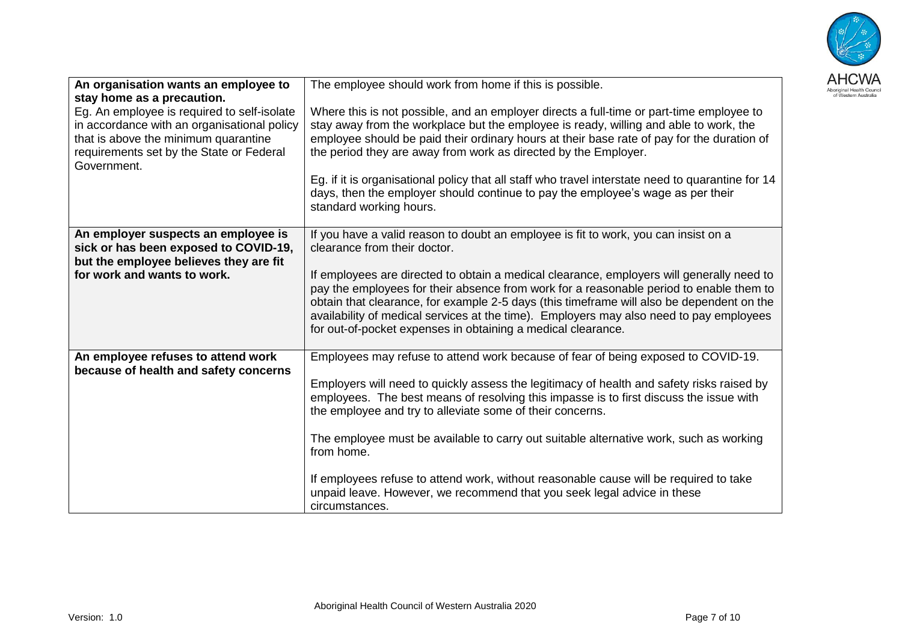| | |
|---|---|
| **An organisation wants an employee to stay home as a precaution.**<br>Eg. An employee is required to self-isolate in accordance with an organisational policy that is above the minimum quarantine requirements set by the State or Federal Government. | The employee should work from home if this is possible.<br><br>Where this is not possible, and an employer directs a full-time or part-time employee to stay away from the workplace but the employee is ready, willing and able to work, the employee should be paid their ordinary hours at their base rate of pay for the duration of the period they are away from work as directed by the Employer.<br><br>Eg. if it is organisational policy that all staff who travel interstate need to quarantine for 14 days, then the employer should continue to pay the employee's wage as per their standard working hours. |
| **An employer suspects an employee is sick or has been exposed to COVID-19, but the employee believes they are fit for work and wants to work.** | If you have a valid reason to doubt an employee is fit to work, you can insist on a clearance from their doctor.<br><br>If employees are directed to obtain a medical clearance, employers will generally need to pay the employees for their absence from work for a reasonable period to enable them to obtain that clearance, for example 2-5 days (this timeframe will also be dependent on the availability of medical services at the time). Employers may also need to pay employees for out-of-pocket expenses in obtaining a medical clearance. |
| **An employee refuses to attend work because of health and safety concerns** | Employees may refuse to attend work because of fear of being exposed to COVID-19.<br><br>Employers will need to quickly assess the legitimacy of health and safety risks raised by employees. The best means of resolving this impasse is to first discuss the issue with the employee and try to alleviate some of their concerns.<br><br>The employee must be available to carry out suitable alternative work, such as working from home.<br><br>If employees refuse to attend work, without reasonable cause will be required to take unpaid leave. However, we recommend that you seek legal advice in these circumstances. |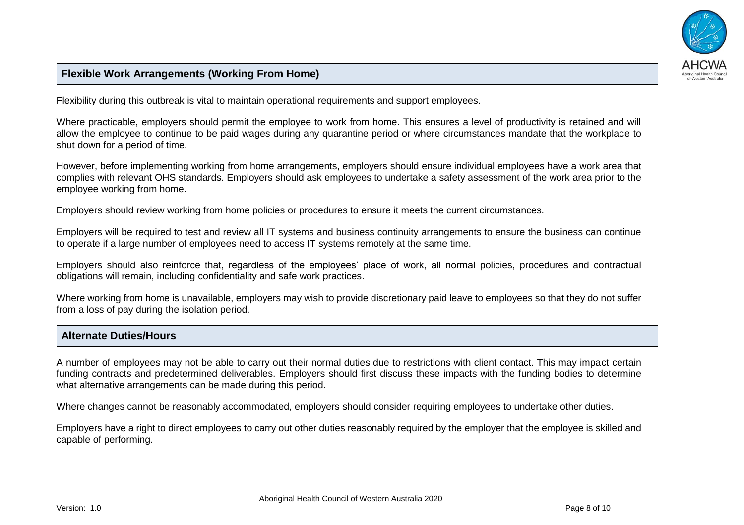## Flexible Work Arrangements (Working From Home)

Flexibility during this outbreak is vital to maintain operational requirements and support employees.

Where practicable, employers should permit the employee to work from home. This ensures a level of productivity is retained and will allow the employee to continue to be paid wages during any quarantine period or where circumstances mandate that the workplace to shut down for a period of time.

However, before implementing working from home arrangements, employers should ensure individual employees have a work area that complies with relevant OHS standards. Employers should ask employees to undertake a safety assessment of the work area prior to the employee working from home.

Employers should review working from home policies or procedures to ensure it meets the current circumstances.

Employers will be required to test and review all IT systems and business continuity arrangements to ensure the business can continue to operate if a large number of employees need to access IT systems remotely at the same time.

Employers should also reinforce that, regardless of the employees' place of work, all normal policies, procedures and contractual obligations will remain, including confidentiality and safe work practices.

Where working from home is unavailable, employers may wish to provide discretionary paid leave to employees so that they do not suffer from a loss of pay during the isolation period.

## Alternate Duties/Hours

A number of employees may not be able to carry out their normal duties due to restrictions with client contact. This may impact certain funding contracts and predetermined deliverables. Employers should first discuss these impacts with the funding bodies to determine what alternative arrangements can be made during this period.

Where changes cannot be reasonably accommodated, employers should consider requiring employees to undertake other duties.

Employers have a right to direct employees to carry out other duties reasonably required by the employer that the employee is skilled and capable of performing.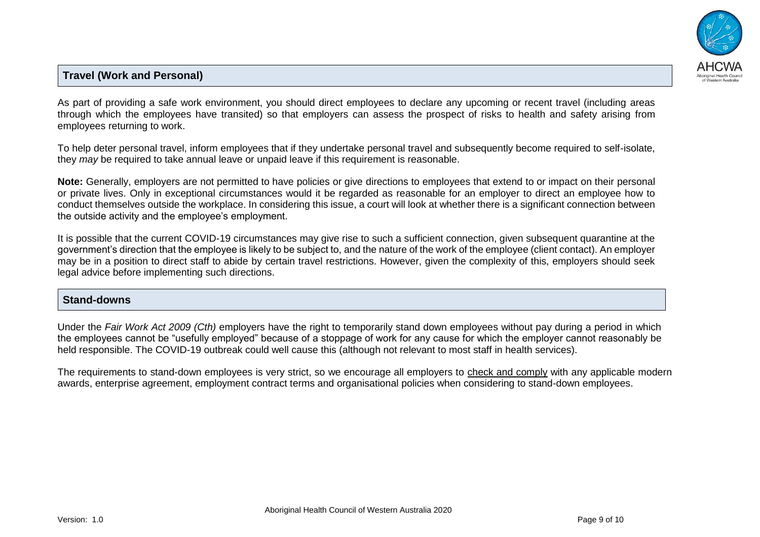## Travel (Work and Personal)

As part of providing a safe work environment, you should direct employees to declare any upcoming or recent travel (including areas through which the employees have transited) so that employers can assess the prospect of risks to health and safety arising from employees returning to work.

To help deter personal travel, inform employees that if they undertake personal travel and subsequently become required to self-isolate, they *may* be required to take annual leave or unpaid leave if this requirement is reasonable.

**Note:** Generally, employers are not permitted to have policies or give directions to employees that extend to or impact on their personal or private lives. Only in exceptional circumstances would it be regarded as reasonable for an employer to direct an employee how to conduct themselves outside the workplace. In considering this issue, a court will look at whether there is a significant connection between the outside activity and the employee's employment.

It is possible that the current COVID-19 circumstances may give rise to such a sufficient connection, given subsequent quarantine at the government's direction that the employee is likely to be subject to, and the nature of the work of the employee (client contact). An employer may be in a position to direct staff to abide by certain travel restrictions. However, given the complexity of this, employers should seek legal advice before implementing such directions.

## Stand-downs

Under the *Fair Work Act 2009 (Cth)* employers have the right to temporarily stand down employees without pay during a period in which the employees cannot be "usefully employed" because of a stoppage of work for any cause for which the employer cannot reasonably be held responsible. The COVID-19 outbreak could well cause this (although not relevant to most staff in health services).

The requirements to stand-down employees is very strict, so we encourage all employers to check and comply with any applicable modern awards, enterprise agreement, employment contract terms and organisational policies when considering to stand-down employees.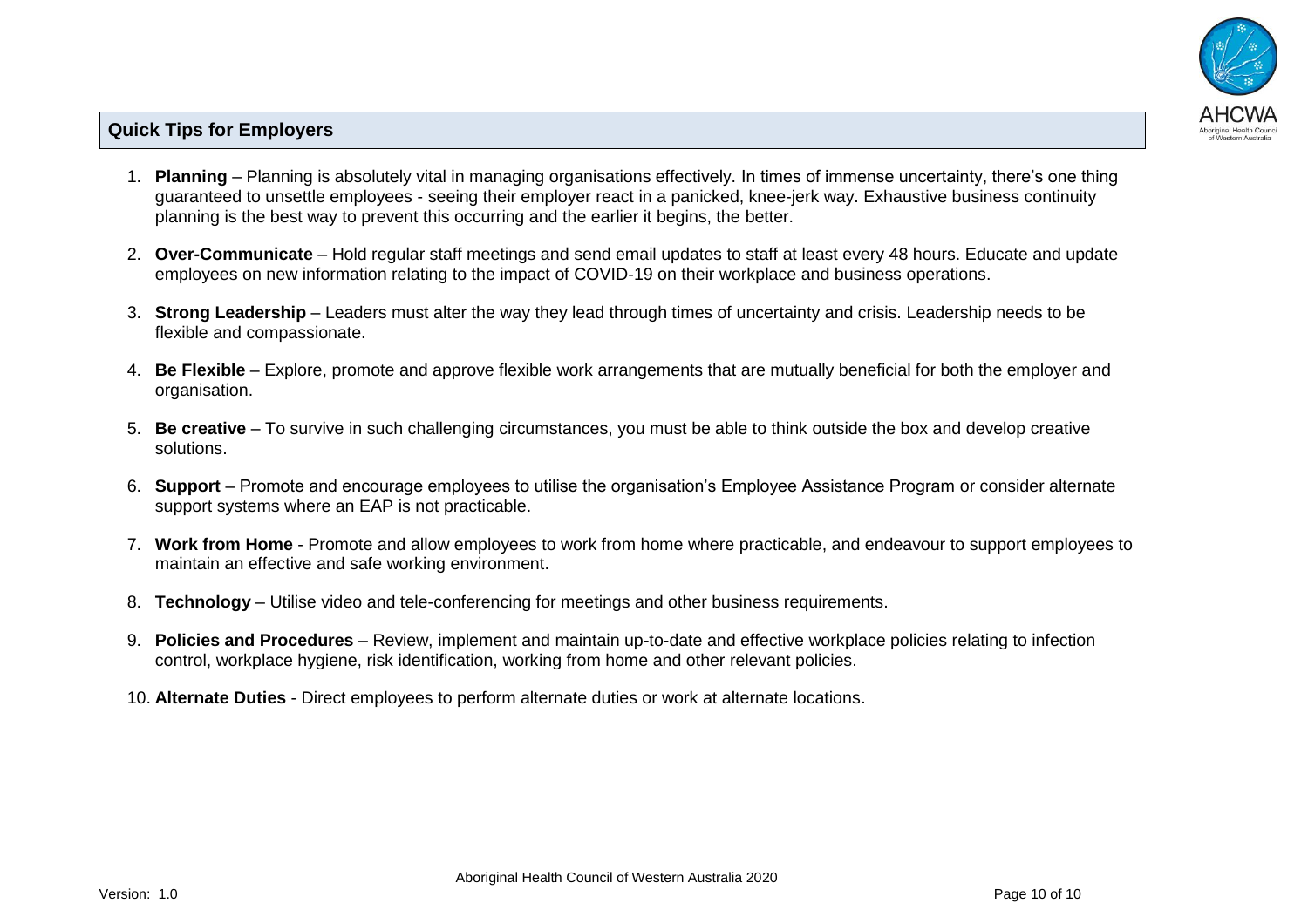## Quick Tips for Employers

1. **Planning** – Planning is absolutely vital in managing organisations effectively. In times of immense uncertainty, there's one thing guaranteed to unsettle employees - seeing their employer react in a panicked, knee-jerk way. Exhaustive business continuity planning is the best way to prevent this occurring and the earlier it begins, the better.

2. **Over-Communicate** – Hold regular staff meetings and send email updates to staff at least every 48 hours. Educate and update employees on new information relating to the impact of COVID-19 on their workplace and business operations.

3. **Strong Leadership** – Leaders must alter the way they lead through times of uncertainty and crisis. Leadership needs to be flexible and compassionate.

4. **Be Flexible** – Explore, promote and approve flexible work arrangements that are mutually beneficial for both the employer and organisation.

5. **Be creative** – To survive in such challenging circumstances, you must be able to think outside the box and develop creative solutions.

6. **Support** – Promote and encourage employees to utilise the organisation's Employee Assistance Program or consider alternate support systems where an EAP is not practicable.

7. **Work from Home** - Promote and allow employees to work from home where practicable, and endeavour to support employees to maintain an effective and safe working environment.

8. **Technology** – Utilise video and tele-conferencing for meetings and other business requirements.

9. **Policies and Procedures** – Review, implement and maintain up-to-date and effective workplace policies relating to infection control, workplace hygiene, risk identification, working from home and other relevant policies.

10. **Alternate Duties** - Direct employees to perform alternate duties or work at alternate locations.